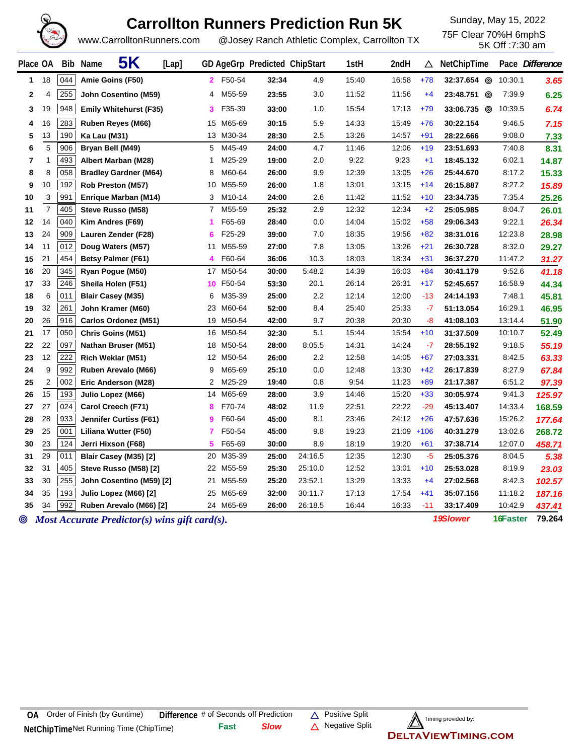# Carrollton Runners Prediction Run 5K

www.CarrolltonRunners.com @Josey Ranch Athletic Complex, Carrollton TX

Sunday, May 15, 2022
75F Clear 70%H 6mphS
5K Off :7:30 am

| Place | OA | Bib | Name | [Lap] | GD | AgeGrp | Predicted | ChipStart | 1stH | 2ndH | △ | NetChipTime | | Pace | *Difference* |
|---|---|---|---|---|---|---|---|---|---|---|---|---|---|---|---|
| 1 | 18 | 044 | Amie Goins (F50) | | 2 | F50-54 | 32:34 | 4.9 | 15:40 | 16:58 | +78 | 32:37.654 | ◎ | 10:30.1 | 3.65 |
| 2 | 4 | 255 | John Cosentino (M59) | | 4 | M55-59 | 23:55 | 3.0 | 11:52 | 11:56 | +4 | 23:48.751 | ◎ | 7:39.9 | 6.25 |
| 3 | 19 | 948 | Emily Whitehurst (F35) | | 3 | F35-39 | 33:00 | 1.0 | 15:54 | 17:13 | +79 | 33:06.735 | ◎ | 10:39.5 | 6.74 |
| 4 | 16 | 283 | Ruben Reyes (M66) | | 15 | M65-69 | 30:15 | 5.9 | 14:33 | 15:49 | +76 | 30:22.154 | | 9:46.5 | 7.15 |
| 5 | 13 | 190 | Ka Lau (M31) | | 13 | M30-34 | 28:30 | 2.5 | 13:26 | 14:57 | +91 | 28:22.666 | | 9:08.0 | 7.33 |
| 6 | 5 | 906 | Bryan Bell (M49) | | 5 | M45-49 | 24:00 | 4.7 | 11:46 | 12:06 | +19 | 23:51.693 | | 7:40.8 | 8.31 |
| 7 | 1 | 493 | Albert Marban (M28) | | 1 | M25-29 | 19:00 | 2.0 | 9:22 | 9:23 | +1 | 18:45.132 | | 6:02.1 | 14.87 |
| 8 | 8 | 058 | Bradley Gardner (M64) | | 8 | M60-64 | 26:00 | 9.9 | 12:39 | 13:05 | +26 | 25:44.670 | | 8:17.2 | 15.33 |
| 9 | 10 | 192 | Rob Preston (M57) | | 10 | M55-59 | 26:00 | 1.8 | 13:01 | 13:15 | +14 | 26:15.887 | | 8:27.2 | 15.89 |
| 10 | 3 | 991 | Enrique Marban (M14) | | 3 | M10-14 | 24:00 | 2.6 | 11:42 | 11:52 | +10 | 23:34.735 | | 7:35.4 | 25.26 |
| 11 | 7 | 405 | Steve Russo (M58) | | 7 | M55-59 | 25:32 | 2.9 | 12:32 | 12:34 | +2 | 25:05.985 | | 8:04.7 | 26.01 |
| 12 | 14 | 040 | Kim Andres (F69) | | 1 | F65-69 | 28:40 | 0.0 | 14:04 | 15:02 | +58 | 29:06.343 | | 9:22.1 | 26.34 |
| 13 | 24 | 909 | Lauren Zender (F28) | | 6 | F25-29 | 39:00 | 7.0 | 18:35 | 19:56 | +82 | 38:31.016 | | 12:23.8 | 28.98 |
| 14 | 11 | 012 | Doug Waters (M57) | | 11 | M55-59 | 27:00 | 7.8 | 13:05 | 13:26 | +21 | 26:30.728 | | 8:32.0 | 29.27 |
| 15 | 21 | 454 | Betsy Palmer (F61) | | 4 | F60-64 | 36:06 | 10.3 | 18:03 | 18:34 | +31 | 36:37.270 | | 11:47.2 | 31.27 |
| 16 | 20 | 345 | Ryan Pogue (M50) | | 17 | M50-54 | 30:00 | 5:48.2 | 14:39 | 16:03 | +84 | 30:41.179 | | 9:52.6 | 41.18 |
| 17 | 33 | 246 | Sheila Holen (F51) | | 10 | F50-54 | 53:30 | 20.1 | 26:14 | 26:31 | +17 | 52:45.657 | | 16:58.9 | 44.34 |
| 18 | 6 | 011 | Blair Casey (M35) | | 6 | M35-39 | 25:00 | 2.2 | 12:14 | 12:00 | -13 | 24:14.193 | | 7:48.1 | 45.81 |
| 19 | 32 | 261 | John Kramer (M60) | | 23 | M60-64 | 52:00 | 8.4 | 25:40 | 25:33 | -7 | 51:13.054 | | 16:29.1 | 46.95 |
| 20 | 26 | 916 | Carlos Ordonez (M51) | | 19 | M50-54 | 42:00 | 9.7 | 20:38 | 20:30 | -8 | 41:08.103 | | 13:14.4 | 51.90 |
| 21 | 17 | 050 | Chris Goins (M51) | | 16 | M50-54 | 32:30 | 5.1 | 15:44 | 15:54 | +10 | 31:37.509 | | 10:10.7 | 52.49 |
| 22 | 22 | 097 | Nathan Bruser (M51) | | 18 | M50-54 | 28:00 | 8:05.5 | 14:31 | 14:24 | -7 | 28:55.192 | | 9:18.5 | 55.19 |
| 23 | 12 | 222 | Rich Weklar (M51) | | 12 | M50-54 | 26:00 | 2.2 | 12:58 | 14:05 | +67 | 27:03.331 | | 8:42.5 | 63.33 |
| 24 | 9 | 992 | Ruben Arevalo (M66) | | 9 | M65-69 | 25:10 | 0.0 | 12:48 | 13:30 | +42 | 26:17.839 | | 8:27.9 | 67.84 |
| 25 | 2 | 002 | Eric Anderson (M28) | | 2 | M25-29 | 19:40 | 0.8 | 9:54 | 11:23 | +89 | 21:17.387 | | 6:51.2 | 97.39 |
| 26 | 15 | 193 | Julio Lopez (M66) | | 14 | M65-69 | 28:00 | 3.9 | 14:46 | 15:20 | +33 | 30:05.974 | | 9:41.3 | 125.97 |
| 27 | 27 | 024 | Carol Creech (F71) | | 8 | F70-74 | 48:02 | 11.9 | 22:51 | 22:22 | -29 | 45:13.407 | | 14:33.4 | 168.59 |
| 28 | 28 | 933 | Jennifer Curtiss (F61) | | 9 | F60-64 | 45:00 | 8.1 | 23:46 | 24:12 | +26 | 47:57.636 | | 15:26.2 | 177.64 |
| 29 | 25 | 001 | Liliana Wutter (F50) | | 7 | F50-54 | 45:00 | 9.8 | 19:23 | 21:09 | +106 | 40:31.279 | | 13:02.6 | 268.72 |
| 30 | 23 | 124 | Jerri Hixson (F68) | | 5 | F65-69 | 30:00 | 8.9 | 18:19 | 19:20 | +61 | 37:38.714 | | 12:07.0 | 458.71 |
| 31 | 29 | 011 | Blair Casey (M35) [2] | | 20 | M35-39 | 25:00 | 24:16.5 | 12:35 | 12:30 | -5 | 25:05.376 | | 8:04.5 | 5.38 |
| 32 | 31 | 405 | Steve Russo (M58) [2] | | 22 | M55-59 | 25:30 | 25:10.0 | 12:52 | 13:01 | +10 | 25:53.028 | | 8:19.9 | 23.03 |
| 33 | 30 | 255 | John Cosentino (M59) [2] | | 21 | M55-59 | 25:20 | 23:52.1 | 13:29 | 13:33 | +4 | 27:02.568 | | 8:42.3 | 102.57 |
| 34 | 35 | 193 | Julio Lopez (M66) [2] | | 25 | M65-69 | 32:00 | 30:11.7 | 17:13 | 17:54 | +41 | 35:07.156 | | 11:18.2 | 187.16 |
| 35 | 34 | 992 | Ruben Arevalo (M66) [2] | | 24 | M65-69 | 26:00 | 26:18.5 | 16:44 | 16:33 | -11 | 33:17.409 | | 10:42.9 | 437.41 |

◎ *Most Accurate Predictor(s) wins gift card(s).* — 19Slower, 16Faster, 79.264

**OA** Order of Finish (by Guntime) **Difference** # of Seconds off Prediction (Fast / Slow) △ Positive Split △ Negative Split

**NetChipTime** Net Running Time (ChipTime)

Timing provided by: DELTAVIEWTIMING.COM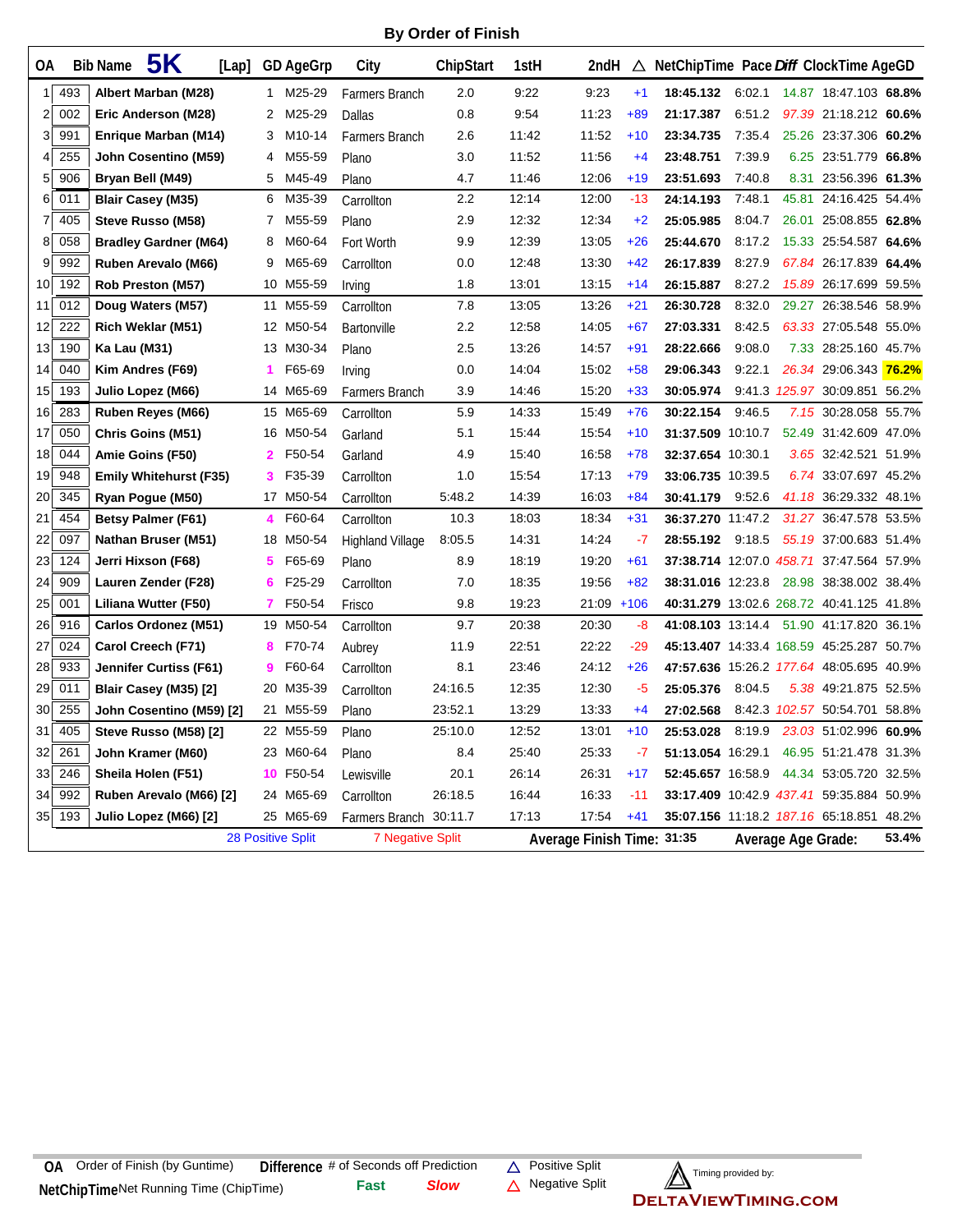# By Order of Finish

| OA | Bib | Name 5K [Lap] | GD | AgeGrp | City | ChipStart | 1stH | 2ndH | △ | NetChipTime | Pace | Diff | ClockTime | AgeGD |
|---|---|---|---|---|---|---|---|---|---|---|---|---|---|---|
| 1 | 493 | Albert Marban (M28) | 1 | M25-29 | Farmers Branch | 2.0 | 9:22 | 9:23 | +1 | **18:45.132** | 6:02.1 | 14.87 | 18:47.103 | **68.8%** |
| 2 | 002 | Eric Anderson (M28) | 2 | M25-29 | Dallas | 0.8 | 9:54 | 11:23 | +89 | **21:17.387** | 6:51.2 | *97.39* | 21:18.212 | **60.6%** |
| 3 | 991 | Enrique Marban (M14) | 3 | M10-14 | Farmers Branch | 2.6 | 11:42 | 11:52 | +10 | **23:34.735** | 7:35.4 | 25.26 | 23:37.306 | **60.2%** |
| 4 | 255 | John Cosentino (M59) | 4 | M55-59 | Plano | 3.0 | 11:52 | 11:56 | +4 | **23:48.751** | 7:39.9 | 6.25 | 23:51.779 | **66.8%** |
| 5 | 906 | Bryan Bell (M49) | 5 | M45-49 | Plano | 4.7 | 11:46 | 12:06 | +19 | **23:51.693** | 7:40.8 | 8.31 | 23:56.396 | **61.3%** |
| 6 | 011 | Blair Casey (M35) | 6 | M35-39 | Carrollton | 2.2 | 12:14 | 12:00 | -13 | **24:14.193** | 7:48.1 | 45.81 | 24:16.425 | 54.4% |
| 7 | 405 | Steve Russo (M58) | 7 | M55-59 | Plano | 2.9 | 12:32 | 12:34 | +2 | **25:05.985** | 8:04.7 | 26.01 | 25:08.855 | **62.8%** |
| 8 | 058 | Bradley Gardner (M64) | 8 | M60-64 | Fort Worth | 9.9 | 12:39 | 13:05 | +26 | **25:44.670** | 8:17.2 | 15.33 | 25:54.587 | **64.6%** |
| 9 | 992 | Ruben Arevalo (M66) | 9 | M65-69 | Carrollton | 0.0 | 12:48 | 13:30 | +42 | **26:17.839** | 8:27.9 | *67.84* | 26:17.839 | **64.4%** |
| 10 | 192 | Rob Preston (M57) | 10 | M55-59 | Irving | 1.8 | 13:01 | 13:15 | +14 | **26:15.887** | 8:27.2 | *15.89* | 26:17.699 | 59.5% |
| 11 | 012 | Doug Waters (M57) | 11 | M55-59 | Carrollton | 7.8 | 13:05 | 13:26 | +21 | **26:30.728** | 8:32.0 | 29.27 | 26:38.546 | 58.9% |
| 12 | 222 | Rich Weklar (M51) | 12 | M50-54 | Bartonville | 2.2 | 12:58 | 14:05 | +67 | **27:03.331** | 8:42.5 | *63.33* | 27:05.548 | 55.0% |
| 13 | 190 | Ka Lau (M31) | 13 | M30-34 | Plano | 2.5 | 13:26 | 14:57 | +91 | **28:22.666** | 9:08.0 | 7.33 | 28:25.160 | 45.7% |
| 14 | 040 | Kim Andres (F69) | 1 | F65-69 | Irving | 0.0 | 14:04 | 15:02 | +58 | **29:06.343** | 9:22.1 | *26.34* | 29:06.343 | **76.2%** |
| 15 | 193 | Julio Lopez (M66) | 14 | M65-69 | Farmers Branch | 3.9 | 14:46 | 15:20 | +33 | **30:05.974** | 9:41.3 | *125.97* | 30:09.851 | 56.2% |
| 16 | 283 | Ruben Reyes (M66) | 15 | M65-69 | Carrollton | 5.9 | 14:33 | 15:49 | +76 | **30:22.154** | 9:46.5 | *7.15* | 30:28.058 | 55.7% |
| 17 | 050 | Chris Goins (M51) | 16 | M50-54 | Garland | 5.1 | 15:44 | 15:54 | +10 | **31:37.509** | 10:10.7 | 52.49 | 31:42.609 | 47.0% |
| 18 | 044 | Amie Goins (F50) | 2 | F50-54 | Garland | 4.9 | 15:40 | 16:58 | +78 | **32:37.654** | 10:30.1 | *3.65* | 32:42.521 | 51.9% |
| 19 | 948 | Emily Whitehurst (F35) | 3 | F35-39 | Carrollton | 1.0 | 15:54 | 17:13 | +79 | **33:06.735** | 10:39.5 | *6.74* | 33:07.697 | 45.2% |
| 20 | 345 | Ryan Pogue (M50) | 17 | M50-54 | Carrollton | 5:48.2 | 14:39 | 16:03 | +84 | **30:41.179** | 9:52.6 | *41.18* | 36:29.332 | 48.1% |
| 21 | 454 | Betsy Palmer (F61) | 4 | F60-64 | Carrollton | 10.3 | 18:03 | 18:34 | +31 | **36:37.270** | 11:47.2 | *31.27* | 36:47.578 | 53.5% |
| 22 | 097 | Nathan Bruser (M51) | 18 | M50-54 | Highland Village | 8:05.5 | 14:31 | 14:24 | -7 | **28:55.192** | 9:18.5 | *55.19* | 37:00.683 | 51.4% |
| 23 | 124 | Jerri Hixson (F68) | 5 | F65-69 | Plano | 8.9 | 18:19 | 19:20 | +61 | **37:38.714** | 12:07.0 | *458.71* | 37:47.564 | 57.9% |
| 24 | 909 | Lauren Zender (F28) | 6 | F25-29 | Carrollton | 7.0 | 18:35 | 19:56 | +82 | **38:31.016** | 12:23.8 | 28.98 | 38:38.002 | 38.4% |
| 25 | 001 | Liliana Wutter (F50) | 7 | F50-54 | Frisco | 9.8 | 19:23 | 21:09 | +106 | **40:31.279** | 13:02.6 | 268.72 | 40:41.125 | 41.8% |
| 26 | 916 | Carlos Ordonez (M51) | 19 | M50-54 | Carrollton | 9.7 | 20:38 | 20:30 | -8 | **41:08.103** | 13:14.4 | 51.90 | 41:17.820 | 36.1% |
| 27 | 024 | Carol Creech (F71) | 8 | F70-74 | Aubrey | 11.9 | 22:51 | 22:22 | -29 | **45:13.407** | 14:33.4 | 168.59 | 45:25.287 | 50.7% |
| 28 | 933 | Jennifer Curtiss (F61) | 9 | F60-64 | Carrollton | 8.1 | 23:46 | 24:12 | +26 | **47:57.636** | 15:26.2 | *177.64* | 48:05.695 | 40.9% |
| 29 | 011 | Blair Casey (M35) [2] | 20 | M35-39 | Carrollton | 24:16.5 | 12:35 | 12:30 | -5 | **25:05.376** | 8:04.5 | *5.38* | 49:21.875 | 52.5% |
| 30 | 255 | John Cosentino (M59) [2] | 21 | M55-59 | Plano | 23:52.1 | 13:29 | 13:33 | +4 | **27:02.568** | 8:42.3 | *102.57* | 50:54.701 | 58.8% |
| 31 | 405 | Steve Russo (M58) [2] | 22 | M55-59 | Plano | 25:10.0 | 12:52 | 13:01 | +10 | **25:53.028** | 8:19.9 | *23.03* | 51:02.996 | **60.9%** |
| 32 | 261 | John Kramer (M60) | 23 | M60-64 | Plano | 8.4 | 25:40 | 25:33 | -7 | **51:13.054** | 16:29.1 | 46.95 | 51:21.478 | 31.3% |
| 33 | 246 | Sheila Holen (F51) | 10 | F50-54 | Lewisville | 20.1 | 26:14 | 26:31 | +17 | **52:45.657** | 16:58.9 | 44.34 | 53:05.720 | 32.5% |
| 34 | 992 | Ruben Arevalo (M66) [2] | 24 | M65-69 | Carrollton | 26:18.5 | 16:44 | 16:33 | -11 | **33:17.409** | 10:42.9 | *437.41* | 59:35.884 | 50.9% |
| 35 | 193 | Julio Lopez (M66) [2] | 25 | M65-69 | Farmers Branch | 30:11.7 | 17:13 | 17:54 | +41 | **35:07.156** | 11:18.2 | *187.16* | 65:18.851 | 48.2% |

28 Positive Split | 7 Negative Split | **Average Finish Time:** 31:35 | **Average Age Grade:** 53.4%

**OA** Order of Finish (by Guntime)
**NetChipTime** Net Running Time (ChipTime)
**Difference** # of Seconds off Prediction — **Fast** *Slow*
△ Positive Split
△ Negative Split

Timing provided by: DELTAVIEWTIMING.COM